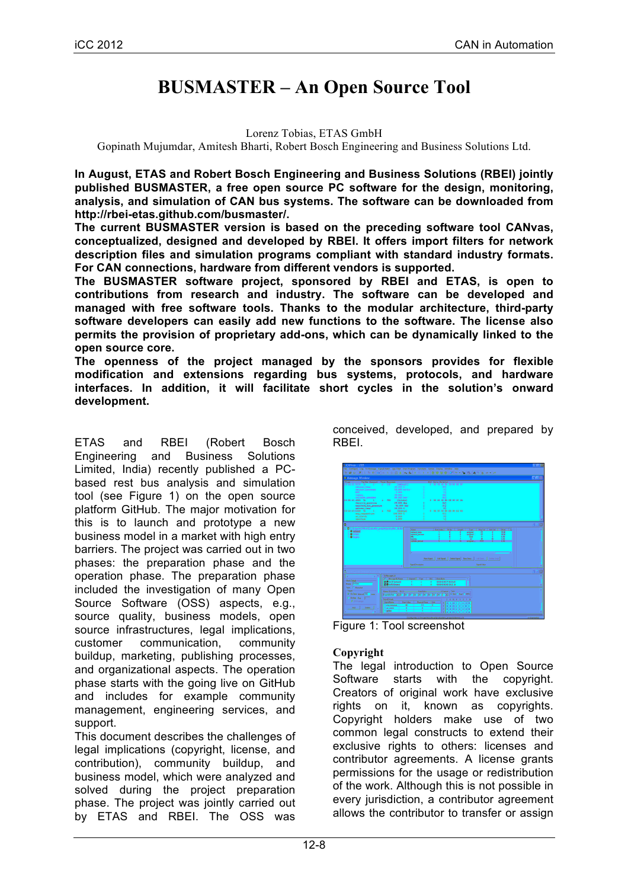# BUSMASTER – An Open Source Tool

Lorenz Tobias, ETAS GmbH
Gopinath Mujumdar, Amitesh Bharti, Robert Bosch Engineering and Business Solutions Ltd.

**In August, ETAS and Robert Bosch Engineering and Business Solutions (RBEI) jointly published BUSMASTER, a free open source PC software for the design, monitoring, analysis, and simulation of CAN bus systems. The software can be downloaded from http://rbei-etas.github.com/busmaster/.**
**The current BUSMASTER version is based on the preceding software tool CANvas, conceptualized, designed and developed by RBEI. It offers import filters for network description files and simulation programs compliant with standard industry formats. For CAN connections, hardware from different vendors is supported.**
**The BUSMASTER software project, sponsored by RBEI and ETAS, is open to contributions from research and industry. The software can be developed and managed with free software tools. Thanks to the modular architecture, third-party software developers can easily add new functions to the software. The license also permits the provision of proprietary add-ons, which can be dynamically linked to the open source core.**
**The openness of the project managed by the sponsors provides for flexible modification and extensions regarding bus systems, protocols, and hardware interfaces. In addition, it will facilitate short cycles in the solution's onward development.**

ETAS and RBEI (Robert Bosch Engineering and Business Solutions Limited, India) recently published a PC-based rest bus analysis and simulation tool (see Figure 1) on the open source platform GitHub. The major motivation for this is to launch and prototype a new business model in a market with high entry barriers. The project was carried out in two phases: the preparation phase and the operation phase. The preparation phase included the investigation of many Open Source Software (OSS) aspects, e.g., source quality, business models, open source infrastructures, legal implications, customer communication, community buildup, marketing, publishing processes, and organizational aspects. The operation phase starts with the going live on GitHub and includes for example community management, engineering services, and support.
This document describes the challenges of legal implications (copyright, license, and contribution), community buildup, and business model, which were analyzed and solved during the project preparation phase. The project was jointly carried out by ETAS and RBEI. The OSS was conceived, developed, and prepared by RBEI.

Figure 1: Tool screenshot

## Copyright

The legal introduction to Open Source Software starts with the copyright. Creators of original work have exclusive rights on it, known as copyrights. Copyright holders make use of two common legal constructs to extend their exclusive rights to others: licenses and contributor agreements. A license grants permissions for the usage or redistribution of the work. Although this is not possible in every jurisdiction, a contributor agreement allows the contributor to transfer or assign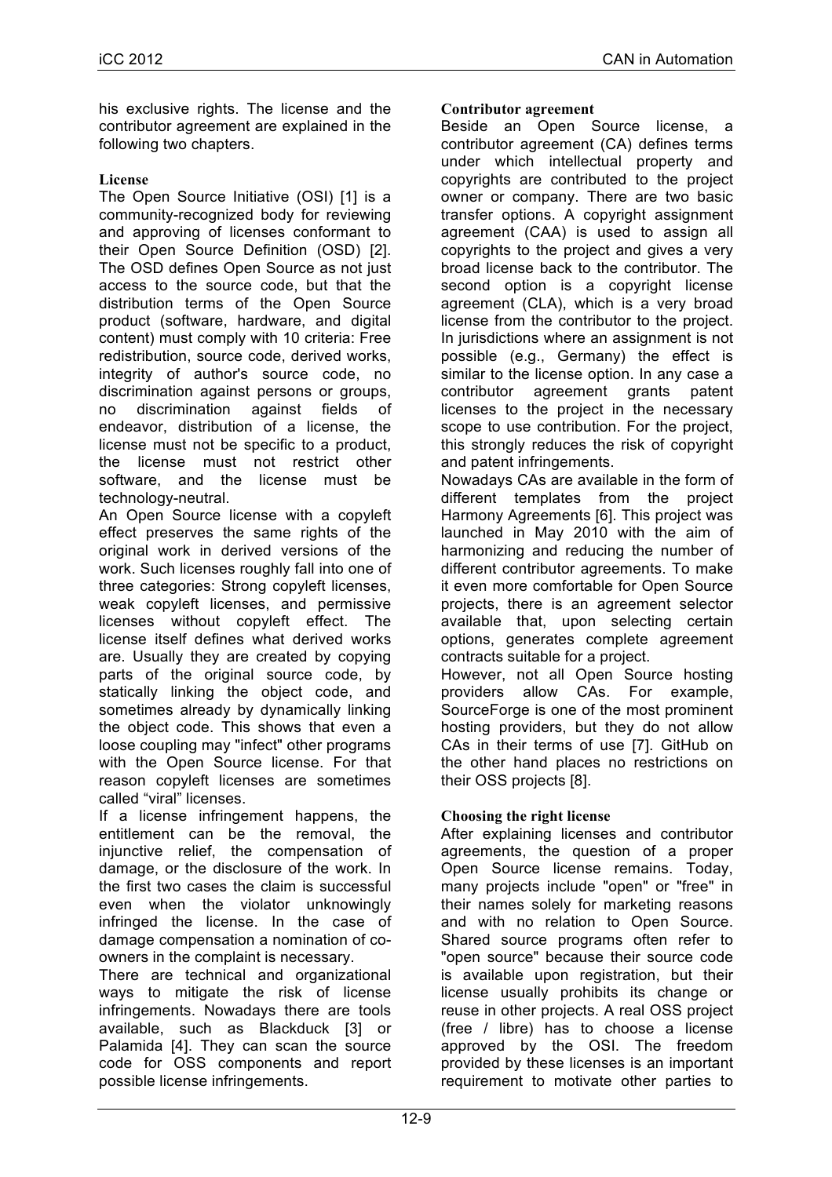his exclusive rights. The license and the contributor agreement are explained in the following two chapters.

### License

The Open Source Initiative (OSI) [1] is a community-recognized body for reviewing and approving of licenses conformant to their Open Source Definition (OSD) [2]. The OSD defines Open Source as not just access to the source code, but that the distribution terms of the Open Source product (software, hardware, and digital content) must comply with 10 criteria: Free redistribution, source code, derived works, integrity of author's source code, no discrimination against persons or groups, no discrimination against fields of endeavor, distribution of a license, the license must not be specific to a product, the license must not restrict other software, and the license must be technology-neutral.

An Open Source license with a copyleft effect preserves the same rights of the original work in derived versions of the work. Such licenses roughly fall into one of three categories: Strong copyleft licenses, weak copyleft licenses, and permissive licenses without copyleft effect. The license itself defines what derived works are. Usually they are created by copying parts of the original source code, by statically linking the object code, and sometimes already by dynamically linking the object code. This shows that even a loose coupling may "infect" other programs with the Open Source license. For that reason copyleft licenses are sometimes called "viral" licenses.

If a license infringement happens, the entitlement can be the removal, the injunctive relief, the compensation of damage, or the disclosure of the work. In the first two cases the claim is successful even when the violator unknowingly infringed the license. In the case of damage compensation a nomination of co-owners in the complaint is necessary.

There are technical and organizational ways to mitigate the risk of license infringements. Nowadays there are tools available, such as Blackduck [3] or Palamida [4]. They can scan the source code for OSS components and report possible license infringements.

### Contributor agreement

Beside an Open Source license, a contributor agreement (CA) defines terms under which intellectual property and copyrights are contributed to the project owner or company. There are two basic transfer options. A copyright assignment agreement (CAA) is used to assign all copyrights to the project and gives a very broad license back to the contributor. The second option is a copyright license agreement (CLA), which is a very broad license from the contributor to the project. In jurisdictions where an assignment is not possible (e.g., Germany) the effect is similar to the license option. In any case a contributor agreement grants patent licenses to the project in the necessary scope to use contribution. For the project, this strongly reduces the risk of copyright and patent infringements.

Nowadays CAs are available in the form of different templates from the project Harmony Agreements [6]. This project was launched in May 2010 with the aim of harmonizing and reducing the number of different contributor agreements. To make it even more comfortable for Open Source projects, there is an agreement selector available that, upon selecting certain options, generates complete agreement contracts suitable for a project.

However, not all Open Source hosting providers allow CAs. For example, SourceForge is one of the most prominent hosting providers, but they do not allow CAs in their terms of use [7]. GitHub on the other hand places no restrictions on their OSS projects [8].

### Choosing the right license

After explaining licenses and contributor agreements, the question of a proper Open Source license remains. Today, many projects include "open" or "free" in their names solely for marketing reasons and with no relation to Open Source. Shared source programs often refer to "open source" because their source code is available upon registration, but their license usually prohibits its change or reuse in other projects. A real OSS project (free / libre) has to choose a license approved by the OSI. The freedom provided by these licenses is an important requirement to motivate other parties to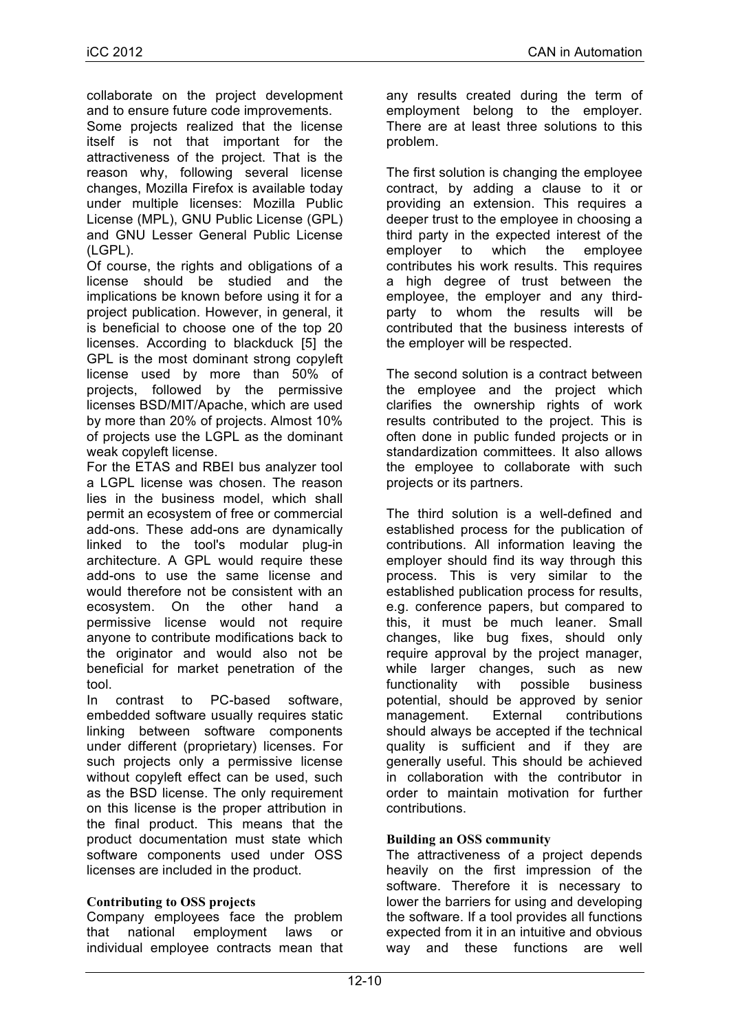collaborate on the project development and to ensure future code improvements.

Some projects realized that the license itself is not that important for the attractiveness of the project. That is the reason why, following several license changes, Mozilla Firefox is available today under multiple licenses: Mozilla Public License (MPL), GNU Public License (GPL) and GNU Lesser General Public License (LGPL).

Of course, the rights and obligations of a license should be studied and the implications be known before using it for a project publication. However, in general, it is beneficial to choose one of the top 20 licenses. According to blackduck [5] the GPL is the most dominant strong copyleft license used by more than 50% of projects, followed by the permissive licenses BSD/MIT/Apache, which are used by more than 20% of projects. Almost 10% of projects use the LGPL as the dominant weak copyleft license.

For the ETAS and RBEI bus analyzer tool a LGPL license was chosen. The reason lies in the business model, which shall permit an ecosystem of free or commercial add-ons. These add-ons are dynamically linked to the tool's modular plug-in architecture. A GPL would require these add-ons to use the same license and would therefore not be consistent with an ecosystem. On the other hand a permissive license would not require anyone to contribute modifications back to the originator and would also not be beneficial for market penetration of the tool.

In contrast to PC-based software, embedded software usually requires static linking between software components under different (proprietary) licenses. For such projects only a permissive license without copyleft effect can be used, such as the BSD license. The only requirement on this license is the proper attribution in the final product. This means that the product documentation must state which software components used under OSS licenses are included in the product.

### Contributing to OSS projects

Company employees face the problem that national employment laws or individual employee contracts mean that any results created during the term of employment belong to the employer. There are at least three solutions to this problem.

The first solution is changing the employee contract, by adding a clause to it or providing an extension. This requires a deeper trust to the employee in choosing a third party in the expected interest of the employer to which the employee contributes his work results. This requires a high degree of trust between the employee, the employer and any third-party to whom the results will be contributed that the business interests of the employer will be respected.

The second solution is a contract between the employee and the project which clarifies the ownership rights of work results contributed to the project. This is often done in public funded projects or in standardization committees. It also allows the employee to collaborate with such projects or its partners.

The third solution is a well-defined and established process for the publication of contributions. All information leaving the employer should find its way through this process. This is very similar to the established publication process for results, e.g. conference papers, but compared to this, it must be much leaner. Small changes, like bug fixes, should only require approval by the project manager, while larger changes, such as new functionality with possible business potential, should be approved by senior management. External contributions should always be accepted if the technical quality is sufficient and if they are generally useful. This should be achieved in collaboration with the contributor in order to maintain motivation for further contributions.

### Building an OSS community

The attractiveness of a project depends heavily on the first impression of the software. Therefore it is necessary to lower the barriers for using and developing the software. If a tool provides all functions expected from it in an intuitive and obvious way and these functions are well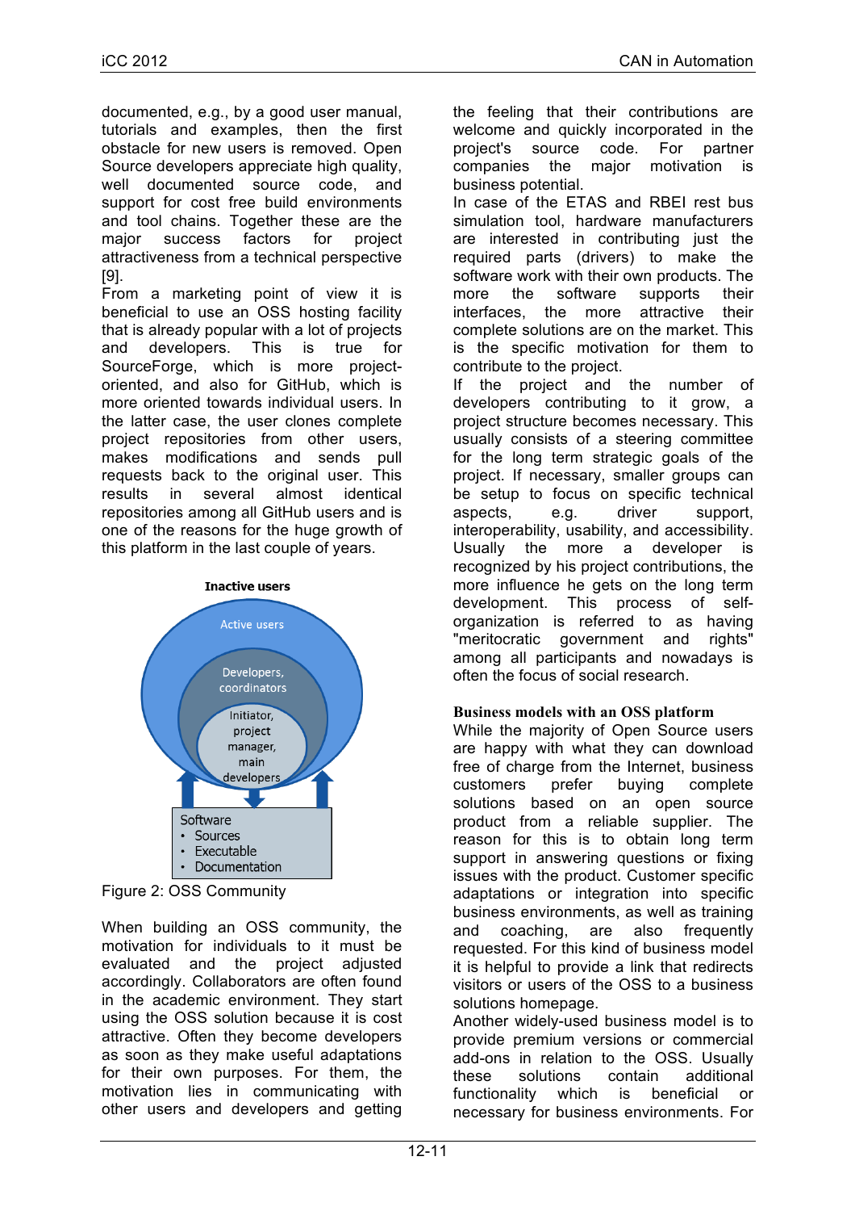documented, e.g., by a good user manual, tutorials and examples, then the first obstacle for new users is removed. Open Source developers appreciate high quality, well documented source code, and support for cost free build environments and tool chains. Together these are the major success factors for project attractiveness from a technical perspective [9].

From a marketing point of view it is beneficial to use an OSS hosting facility that is already popular with a lot of projects and developers. This is true for SourceForge, which is more project-oriented, and also for GitHub, which is more oriented towards individual users. In the latter case, the user clones complete project repositories from other users, makes modifications and sends pull requests back to the original user. This results in several almost identical repositories among all GitHub users and is one of the reasons for the huge growth of this platform in the last couple of years.

Inactive users

Active users

Developers, coordinators

Initiator, project manager, main developers

Software
- Sources
- Executable
- Documentation

Figure 2: OSS Community

When building an OSS community, the motivation for individuals to it must be evaluated and the project adjusted accordingly. Collaborators are often found in the academic environment. They start using the OSS solution because it is cost attractive. Often they become developers as soon as they make useful adaptations for their own purposes. For them, the motivation lies in communicating with other users and developers and getting the feeling that their contributions are welcome and quickly incorporated in the project's source code. For partner companies the major motivation is business potential.

In case of the ETAS and RBEI rest bus simulation tool, hardware manufacturers are interested in contributing just the required parts (drivers) to make the software work with their own products. The more the software supports their interfaces, the more attractive their complete solutions are on the market. This is the specific motivation for them to contribute to the project.

If the project and the number of developers contributing to it grow, a project structure becomes necessary. This usually consists of a steering committee for the long term strategic goals of the project. If necessary, smaller groups can be setup to focus on specific technical aspects, e.g. driver support, interoperability, usability, and accessibility. Usually the more a developer is recognized by his project contributions, the more influence he gets on the long term development. This process of self-organization is referred to as having "meritocratic government and rights" among all participants and nowadays is often the focus of social research.

**Business models with an OSS platform**

While the majority of Open Source users are happy with what they can download free of charge from the Internet, business customers prefer buying complete solutions based on an open source product from a reliable supplier. The reason for this is to obtain long term support in answering questions or fixing issues with the product. Customer specific adaptations or integration into specific business environments, as well as training and coaching, are also frequently requested. For this kind of business model it is helpful to provide a link that redirects visitors or users of the OSS to a business solutions homepage.

Another widely-used business model is to provide premium versions or commercial add-ons in relation to the OSS. Usually these solutions contain additional functionality which is beneficial or necessary for business environments. For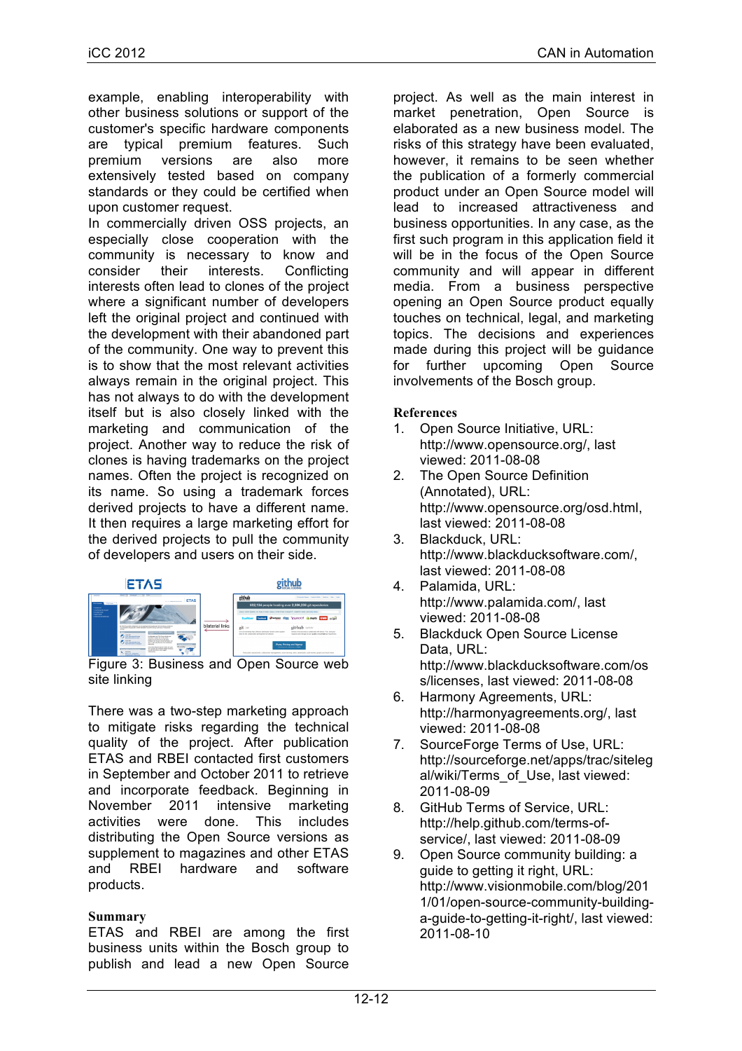example, enabling interoperability with other business solutions or support of the customer's specific hardware components are typical premium features. Such premium versions are also more extensively tested based on company standards or they could be certified when upon customer request.

In commercially driven OSS projects, an especially close cooperation with the community is necessary to know and consider their interests. Conflicting interests often lead to clones of the project where a significant number of developers left the original project and continued with the development with their abandoned part of the community. One way to prevent this is to show that the most relevant activities always remain in the original project. This has not always to do with the development itself but is also closely linked with the marketing and communication of the project. Another way to reduce the risk of clones is having trademarks on the project names. Often the project is recognized on its name. So using a trademark forces derived projects to have a different name. It then requires a large marketing effort for the derived projects to pull the community of developers and users on their side.

Figure 3: Business and Open Source web site linking

There was a two-step marketing approach to mitigate risks regarding the technical quality of the project. After publication ETAS and RBEI contacted first customers in September and October 2011 to retrieve and incorporate feedback. Beginning in November 2011 intensive marketing activities were done. This includes distributing the Open Source versions as supplement to magazines and other ETAS and RBEI hardware and software products.

## Summary

ETAS and RBEI are among the first business units within the Bosch group to publish and lead a new Open Source project. As well as the main interest in market penetration, Open Source is elaborated as a new business model. The risks of this strategy have been evaluated, however, it remains to be seen whether the publication of a formerly commercial product under an Open Source model will lead to increased attractiveness and business opportunities. In any case, as the first such program in this application field it will be in the focus of the Open Source community and will appear in different media. From a business perspective opening an Open Source product equally touches on technical, legal, and marketing topics. The decisions and experiences made during this project will be guidance for further upcoming Open Source involvements of the Bosch group.

## References

1. Open Source Initiative, URL: http://www.opensource.org/, last viewed: 2011-08-08
2. The Open Source Definition (Annotated), URL: http://www.opensource.org/osd.html, last viewed: 2011-08-08
3. Blackduck, URL: http://www.blackducksoftware.com/, last viewed: 2011-08-08
4. Palamida, URL: http://www.palamida.com/, last viewed: 2011-08-08
5. Blackduck Open Source License Data, URL: http://www.blackducksoftware.com/oss/licenses, last viewed: 2011-08-08
6. Harmony Agreements, URL: http://harmonyagreements.org/, last viewed: 2011-08-08
7. SourceForge Terms of Use, URL: http://sourceforge.net/apps/trac/sitelegal/wiki/Terms_of_Use, last viewed: 2011-08-09
8. GitHub Terms of Service, URL: http://help.github.com/terms-of-service/, last viewed: 2011-08-09
9. Open Source community building: a guide to getting it right, URL: http://www.visionmobile.com/blog/2011/01/open-source-community-building-a-guide-to-getting-it-right/, last viewed: 2011-08-10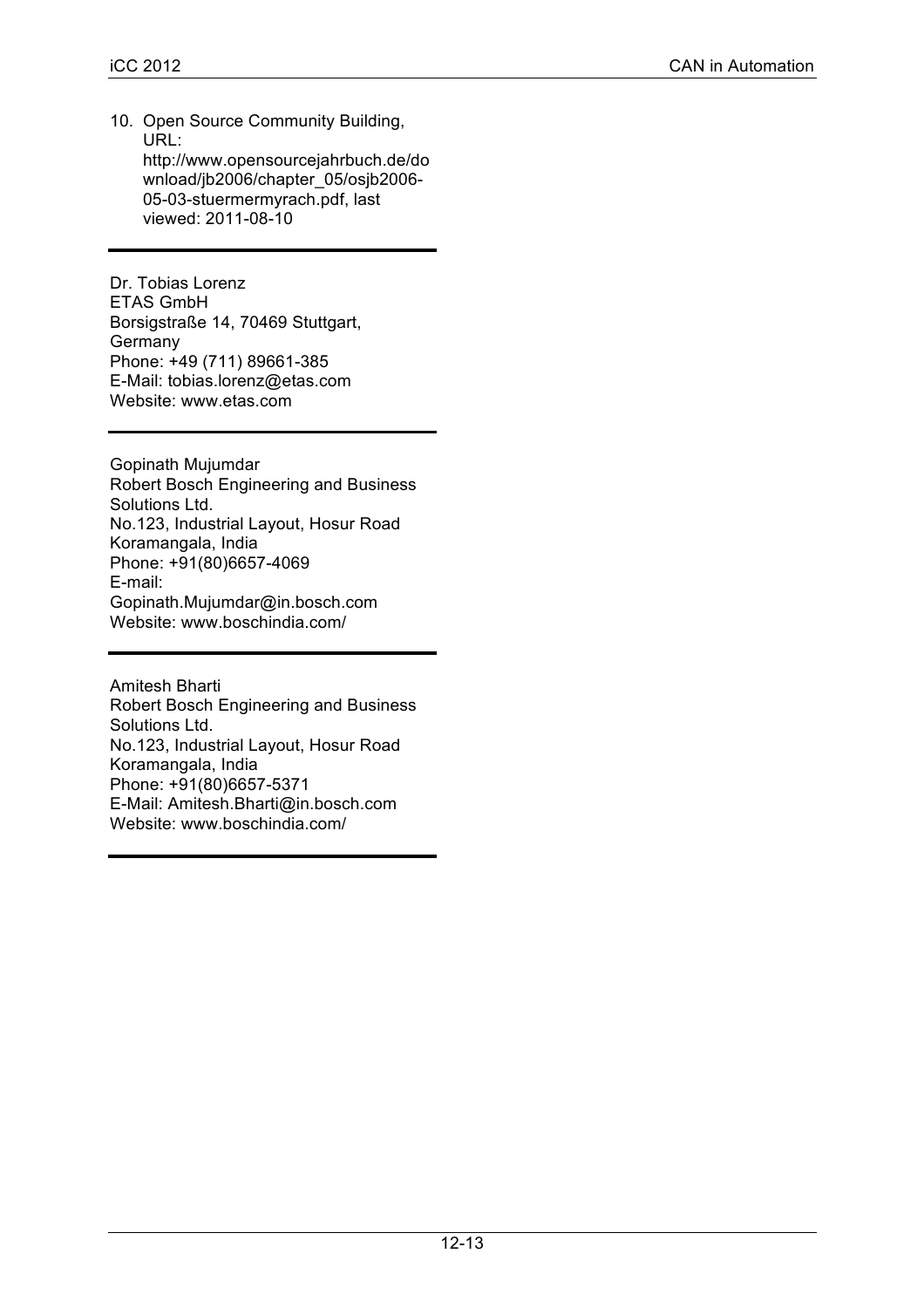10. Open Source Community Building, URL: http://www.opensourcejahrbuch.de/download/jb2006/chapter_05/osjb2006-05-03-stuermermyrach.pdf, last viewed: 2011-08-10

---

Dr. Tobias Lorenz
ETAS GmbH
Borsigstraße 14, 70469 Stuttgart, Germany
Phone: +49 (711) 89661-385
E-Mail: tobias.lorenz@etas.com
Website: www.etas.com

---

Gopinath Mujumdar
Robert Bosch Engineering and Business Solutions Ltd.
No.123, Industrial Layout, Hosur Road Koramangala, India
Phone: +91(80)6657-4069
E-mail: Gopinath.Mujumdar@in.bosch.com
Website: www.boschindia.com/

---

Amitesh Bharti
Robert Bosch Engineering and Business Solutions Ltd.
No.123, Industrial Layout, Hosur Road Koramangala, India
Phone: +91(80)6657-5371
E-Mail: Amitesh.Bharti@in.bosch.com
Website: www.boschindia.com/

---